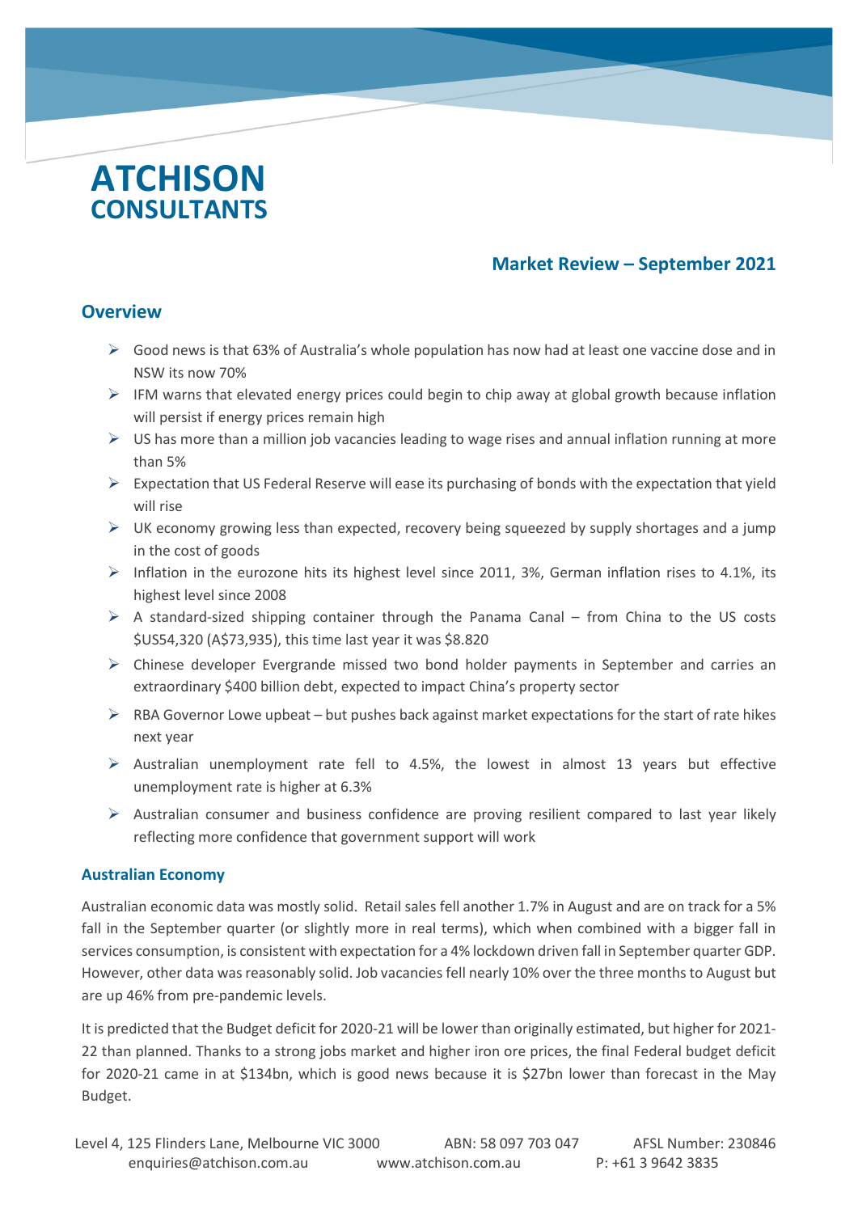# ATCHISON CONSULTANTS

## Market Review – September 2021

## Overview

- Good news is that 63% of Australia's whole population has now had at least one vaccine dose and in NSW its now 70%
- IFM warns that elevated energy prices could begin to chip away at global growth because inflation will persist if energy prices remain high
- US has more than a million job vacancies leading to wage rises and annual inflation running at more than 5%
- Expectation that US Federal Reserve will ease its purchasing of bonds with the expectation that yield will rise
- UK economy growing less than expected, recovery being squeezed by supply shortages and a jump in the cost of goods
- Inflation in the eurozone hits its highest level since 2011, 3%, German inflation rises to 4.1%, its highest level since 2008
- A standard-sized shipping container through the Panama Canal – from China to the US costs $US54,320 (A$73,935), this time last year it was $8.820
- Chinese developer Evergrande missed two bond holder payments in September and carries an extraordinary $400 billion debt, expected to impact China's property sector
- RBA Governor Lowe upbeat – but pushes back against market expectations for the start of rate hikes next year
- Australian unemployment rate fell to 4.5%, the lowest in almost 13 years but effective unemployment rate is higher at 6.3%
- Australian consumer and business confidence are proving resilient compared to last year likely reflecting more confidence that government support will work

### Australian Economy

Australian economic data was mostly solid. Retail sales fell another 1.7% in August and are on track for a 5% fall in the September quarter (or slightly more in real terms), which when combined with a bigger fall in services consumption, is consistent with expectation for a 4% lockdown driven fall in September quarter GDP. However, other data was reasonably solid. Job vacancies fell nearly 10% over the three months to August but are up 46% from pre-pandemic levels.

It is predicted that the Budget deficit for 2020-21 will be lower than originally estimated, but higher for 2021-22 than planned. Thanks to a strong jobs market and higher iron ore prices, the final Federal budget deficit for 2020-21 came in at $134bn, which is good news because it is $27bn lower than forecast in the May Budget.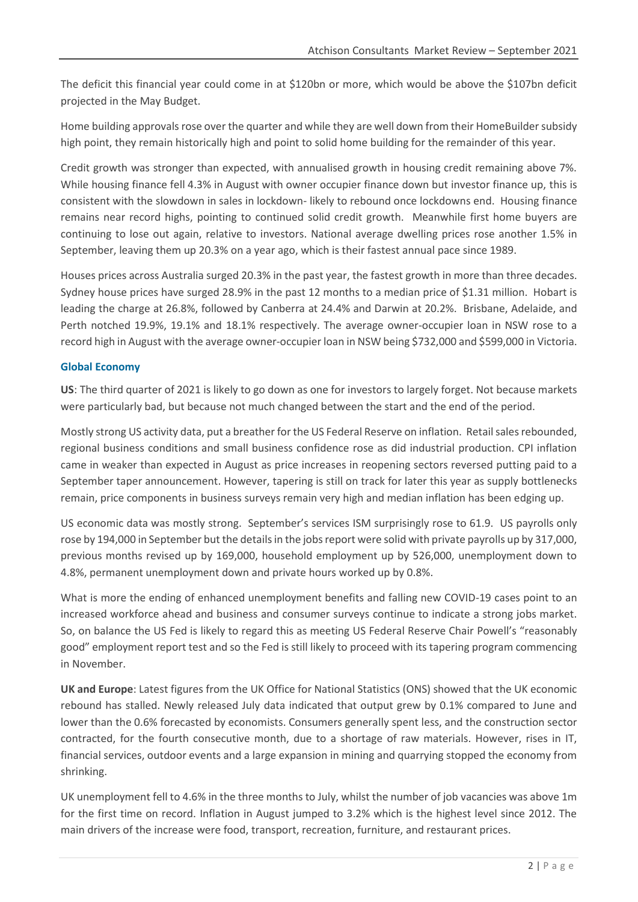The deficit this financial year could come in at $120bn or more, which would be above the $107bn deficit projected in the May Budget.

Home building approvals rose over the quarter and while they are well down from their HomeBuilder subsidy high point, they remain historically high and point to solid home building for the remainder of this year.

Credit growth was stronger than expected, with annualised growth in housing credit remaining above 7%. While housing finance fell 4.3% in August with owner occupier finance down but investor finance up, this is consistent with the slowdown in sales in lockdown- likely to rebound once lockdowns end. Housing finance remains near record highs, pointing to continued solid credit growth. Meanwhile first home buyers are continuing to lose out again, relative to investors. National average dwelling prices rose another 1.5% in September, leaving them up 20.3% on a year ago, which is their fastest annual pace since 1989.

Houses prices across Australia surged 20.3% in the past year, the fastest growth in more than three decades. Sydney house prices have surged 28.9% in the past 12 months to a median price of $1.31 million. Hobart is leading the charge at 26.8%, followed by Canberra at 24.4% and Darwin at 20.2%. Brisbane, Adelaide, and Perth notched 19.9%, 19.1% and 18.1% respectively. The average owner-occupier loan in NSW rose to a record high in August with the average owner-occupier loan in NSW being $732,000 and $599,000 in Victoria.

### Global Economy

**US**: The third quarter of 2021 is likely to go down as one for investors to largely forget. Not because markets were particularly bad, but because not much changed between the start and the end of the period.

Mostly strong US activity data, put a breather for the US Federal Reserve on inflation. Retail sales rebounded, regional business conditions and small business confidence rose as did industrial production. CPI inflation came in weaker than expected in August as price increases in reopening sectors reversed putting paid to a September taper announcement. However, tapering is still on track for later this year as supply bottlenecks remain, price components in business surveys remain very high and median inflation has been edging up.

US economic data was mostly strong. September's services ISM surprisingly rose to 61.9. US payrolls only rose by 194,000 in September but the details in the jobs report were solid with private payrolls up by 317,000, previous months revised up by 169,000, household employment up by 526,000, unemployment down to 4.8%, permanent unemployment down and private hours worked up by 0.8%.

What is more the ending of enhanced unemployment benefits and falling new COVID-19 cases point to an increased workforce ahead and business and consumer surveys continue to indicate a strong jobs market. So, on balance the US Fed is likely to regard this as meeting US Federal Reserve Chair Powell's "reasonably good" employment report test and so the Fed is still likely to proceed with its tapering program commencing in November.

**UK and Europe**: Latest figures from the UK Office for National Statistics (ONS) showed that the UK economic rebound has stalled. Newly released July data indicated that output grew by 0.1% compared to June and lower than the 0.6% forecasted by economists. Consumers generally spent less, and the construction sector contracted, for the fourth consecutive month, due to a shortage of raw materials. However, rises in IT, financial services, outdoor events and a large expansion in mining and quarrying stopped the economy from shrinking.

UK unemployment fell to 4.6% in the three months to July, whilst the number of job vacancies was above 1m for the first time on record. Inflation in August jumped to 3.2% which is the highest level since 2012. The main drivers of the increase were food, transport, recreation, furniture, and restaurant prices.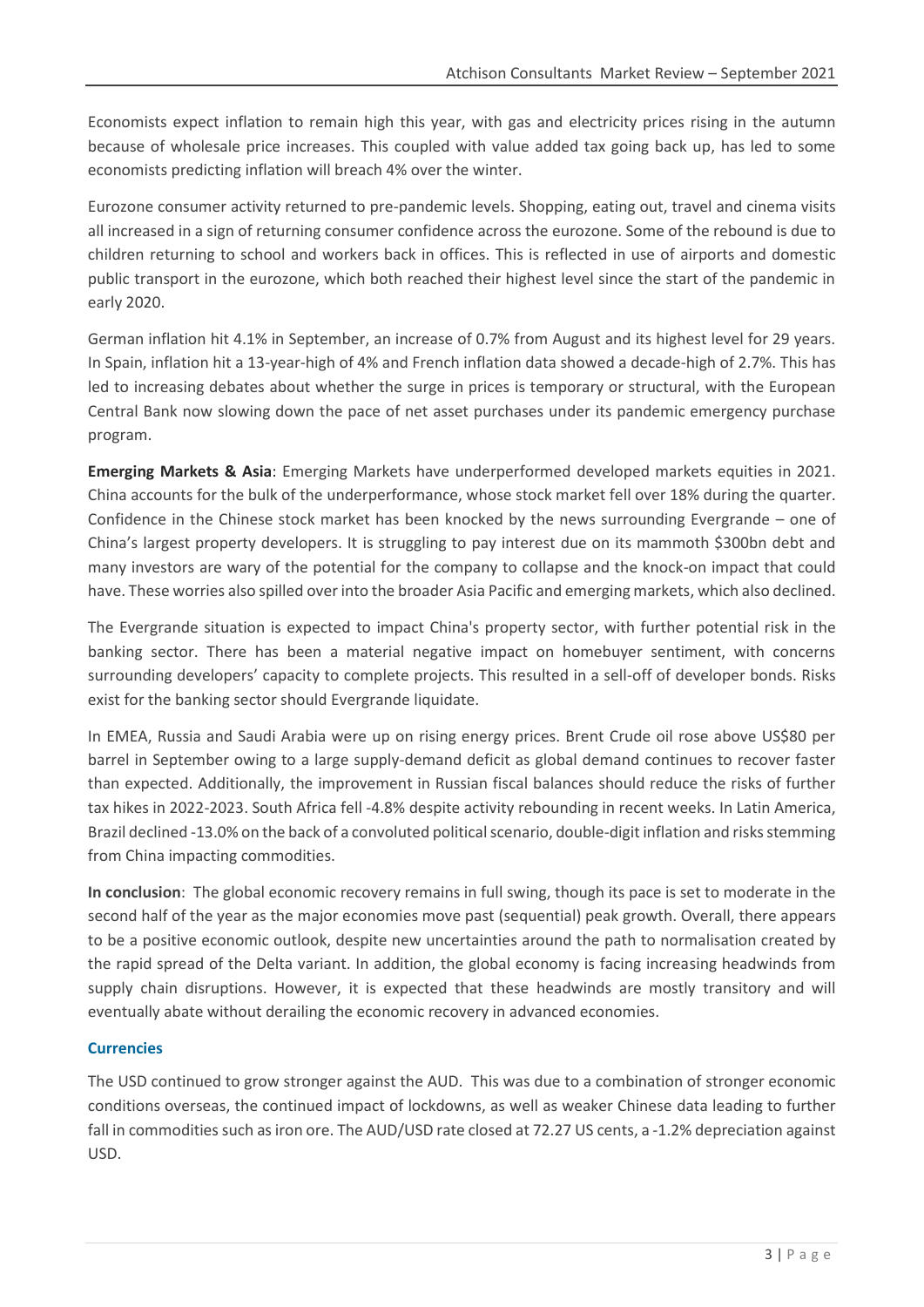Economists expect inflation to remain high this year, with gas and electricity prices rising in the autumn because of wholesale price increases. This coupled with value added tax going back up, has led to some economists predicting inflation will breach 4% over the winter.

Eurozone consumer activity returned to pre-pandemic levels. Shopping, eating out, travel and cinema visits all increased in a sign of returning consumer confidence across the eurozone. Some of the rebound is due to children returning to school and workers back in offices. This is reflected in use of airports and domestic public transport in the eurozone, which both reached their highest level since the start of the pandemic in early 2020.

German inflation hit 4.1% in September, an increase of 0.7% from August and its highest level for 29 years. In Spain, inflation hit a 13-year-high of 4% and French inflation data showed a decade-high of 2.7%. This has led to increasing debates about whether the surge in prices is temporary or structural, with the European Central Bank now slowing down the pace of net asset purchases under its pandemic emergency purchase program.

**Emerging Markets & Asia**: Emerging Markets have underperformed developed markets equities in 2021. China accounts for the bulk of the underperformance, whose stock market fell over 18% during the quarter. Confidence in the Chinese stock market has been knocked by the news surrounding Evergrande – one of China's largest property developers. It is struggling to pay interest due on its mammoth $300bn debt and many investors are wary of the potential for the company to collapse and the knock-on impact that could have. These worries also spilled over into the broader Asia Pacific and emerging markets, which also declined.

The Evergrande situation is expected to impact China's property sector, with further potential risk in the banking sector. There has been a material negative impact on homebuyer sentiment, with concerns surrounding developers' capacity to complete projects. This resulted in a sell-off of developer bonds. Risks exist for the banking sector should Evergrande liquidate.

In EMEA, Russia and Saudi Arabia were up on rising energy prices. Brent Crude oil rose above US$80 per barrel in September owing to a large supply-demand deficit as global demand continues to recover faster than expected. Additionally, the improvement in Russian fiscal balances should reduce the risks of further tax hikes in 2022-2023. South Africa fell -4.8% despite activity rebounding in recent weeks. In Latin America, Brazil declined -13.0% on the back of a convoluted political scenario, double-digit inflation and risks stemming from China impacting commodities.

**In conclusion**: The global economic recovery remains in full swing, though its pace is set to moderate in the second half of the year as the major economies move past (sequential) peak growth. Overall, there appears to be a positive economic outlook, despite new uncertainties around the path to normalisation created by the rapid spread of the Delta variant. In addition, the global economy is facing increasing headwinds from supply chain disruptions. However, it is expected that these headwinds are mostly transitory and will eventually abate without derailing the economic recovery in advanced economies.

## Currencies

The USD continued to grow stronger against the AUD. This was due to a combination of stronger economic conditions overseas, the continued impact of lockdowns, as well as weaker Chinese data leading to further fall in commodities such as iron ore. The AUD/USD rate closed at 72.27 US cents, a -1.2% depreciation against USD.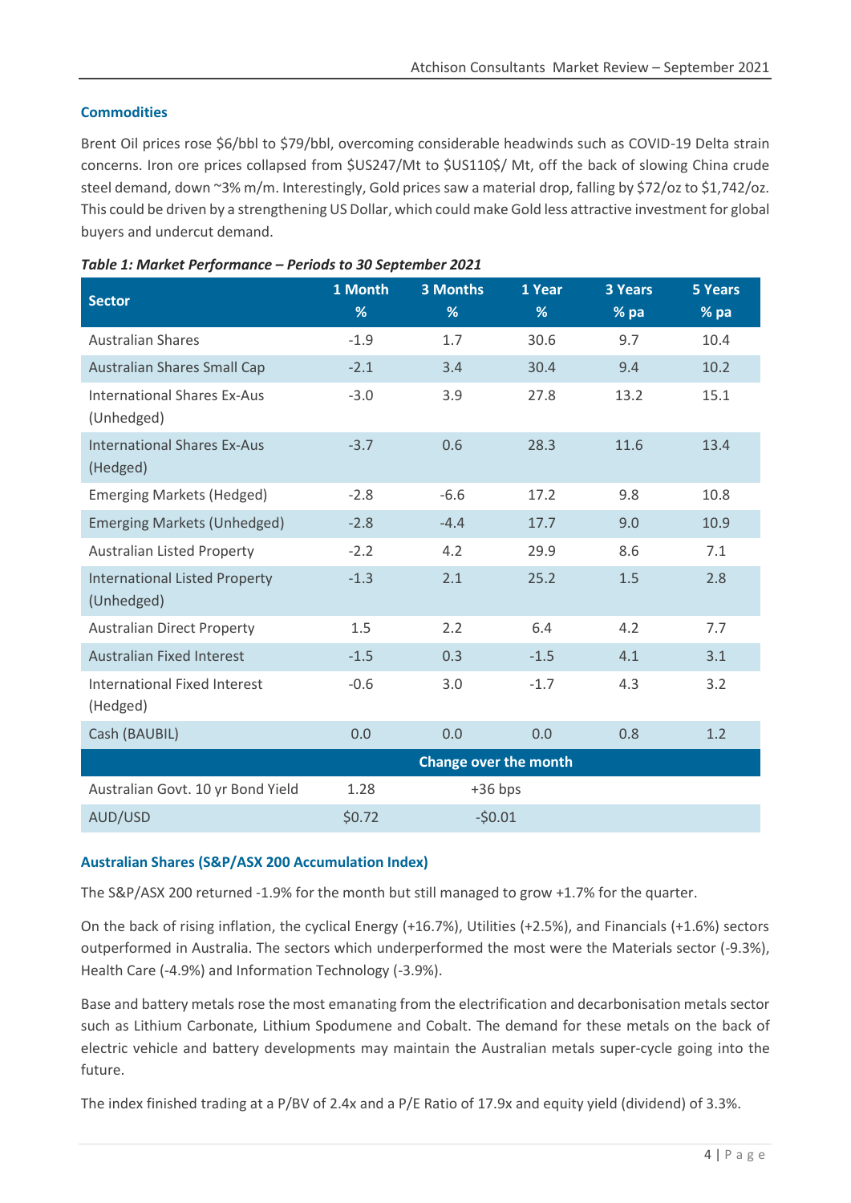### Commodities

Brent Oil prices rose $6/bbl to $79/bbl, overcoming considerable headwinds such as COVID-19 Delta strain concerns. Iron ore prices collapsed from $US247/Mt to $US110$/ Mt, off the back of slowing China crude steel demand, down ~3% m/m. Interestingly, Gold prices saw a material drop, falling by $72/oz to $1,742/oz. This could be driven by a strengthening US Dollar, which could make Gold less attractive investment for global buyers and undercut demand.

***Table 1: Market Performance – Periods to 30 September 2021***

| Sector | 1 Month % | 3 Months % | 1 Year % | 3 Years % pa | 5 Years % pa |
|---|---|---|---|---|---|
| Australian Shares | -1.9 | 1.7 | 30.6 | 9.7 | 10.4 |
| Australian Shares Small Cap | -2.1 | 3.4 | 30.4 | 9.4 | 10.2 |
| International Shares Ex-Aus (Unhedged) | -3.0 | 3.9 | 27.8 | 13.2 | 15.1 |
| International Shares Ex-Aus (Hedged) | -3.7 | 0.6 | 28.3 | 11.6 | 13.4 |
| Emerging Markets (Hedged) | -2.8 | -6.6 | 17.2 | 9.8 | 10.8 |
| Emerging Markets (Unhedged) | -2.8 | -4.4 | 17.7 | 9.0 | 10.9 |
| Australian Listed Property | -2.2 | 4.2 | 29.9 | 8.6 | 7.1 |
| International Listed Property (Unhedged) | -1.3 | 2.1 | 25.2 | 1.5 | 2.8 |
| Australian Direct Property | 1.5 | 2.2 | 6.4 | 4.2 | 7.7 |
| Australian Fixed Interest | -1.5 | 0.3 | -1.5 | 4.1 | 3.1 |
| International Fixed Interest (Hedged) | -0.6 | 3.0 | -1.7 | 4.3 | 3.2 |
| Cash (BAUBIL) | 0.0 | 0.0 | 0.0 | 0.8 | 1.2 |
| | | **Change over the month** | | | |
| Australian Govt. 10 yr Bond Yield | 1.28 | +36 bps | | | |
| AUD/USD | $0.72 | -$0.01 | | | |

### Australian Shares (S&P/ASX 200 Accumulation Index)

The S&P/ASX 200 returned -1.9% for the month but still managed to grow +1.7% for the quarter.

On the back of rising inflation, the cyclical Energy (+16.7%), Utilities (+2.5%), and Financials (+1.6%) sectors outperformed in Australia. The sectors which underperformed the most were the Materials sector (-9.3%), Health Care (-4.9%) and Information Technology (-3.9%).

Base and battery metals rose the most emanating from the electrification and decarbonisation metals sector such as Lithium Carbonate, Lithium Spodumene and Cobalt. The demand for these metals on the back of electric vehicle and battery developments may maintain the Australian metals super-cycle going into the future.

The index finished trading at a P/BV of 2.4x and a P/E Ratio of 17.9x and equity yield (dividend) of 3.3%.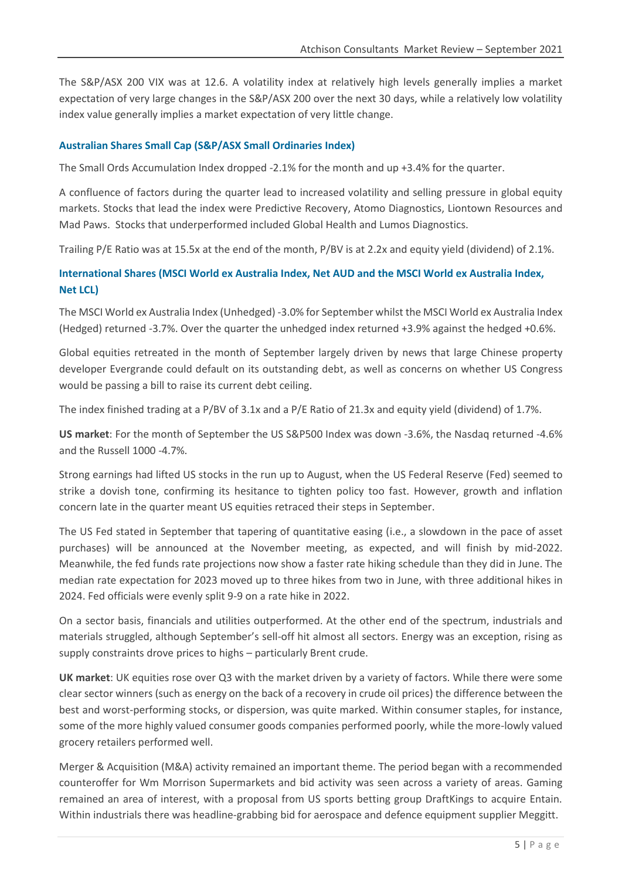The S&P/ASX 200 VIX was at 12.6. A volatility index at relatively high levels generally implies a market expectation of very large changes in the S&P/ASX 200 over the next 30 days, while a relatively low volatility index value generally implies a market expectation of very little change.

### Australian Shares Small Cap (S&P/ASX Small Ordinaries Index)

The Small Ords Accumulation Index dropped -2.1% for the month and up +3.4% for the quarter.

A confluence of factors during the quarter lead to increased volatility and selling pressure in global equity markets. Stocks that lead the index were Predictive Recovery, Atomo Diagnostics, Liontown Resources and Mad Paws. Stocks that underperformed included Global Health and Lumos Diagnostics.

Trailing P/E Ratio was at 15.5x at the end of the month, P/BV is at 2.2x and equity yield (dividend) of 2.1%.

### International Shares (MSCI World ex Australia Index, Net AUD and the MSCI World ex Australia Index, Net LCL)

The MSCI World ex Australia Index (Unhedged) -3.0% for September whilst the MSCI World ex Australia Index (Hedged) returned -3.7%. Over the quarter the unhedged index returned +3.9% against the hedged +0.6%.

Global equities retreated in the month of September largely driven by news that large Chinese property developer Evergrande could default on its outstanding debt, as well as concerns on whether US Congress would be passing a bill to raise its current debt ceiling.

The index finished trading at a P/BV of 3.1x and a P/E Ratio of 21.3x and equity yield (dividend) of 1.7%.

**US market**: For the month of September the US S&P500 Index was down -3.6%, the Nasdaq returned -4.6% and the Russell 1000 -4.7%.

Strong earnings had lifted US stocks in the run up to August, when the US Federal Reserve (Fed) seemed to strike a dovish tone, confirming its hesitance to tighten policy too fast. However, growth and inflation concern late in the quarter meant US equities retraced their steps in September.

The US Fed stated in September that tapering of quantitative easing (i.e., a slowdown in the pace of asset purchases) will be announced at the November meeting, as expected, and will finish by mid-2022. Meanwhile, the fed funds rate projections now show a faster rate hiking schedule than they did in June. The median rate expectation for 2023 moved up to three hikes from two in June, with three additional hikes in 2024. Fed officials were evenly split 9-9 on a rate hike in 2022.

On a sector basis, financials and utilities outperformed. At the other end of the spectrum, industrials and materials struggled, although September's sell-off hit almost all sectors. Energy was an exception, rising as supply constraints drove prices to highs – particularly Brent crude.

**UK market**: UK equities rose over Q3 with the market driven by a variety of factors. While there were some clear sector winners (such as energy on the back of a recovery in crude oil prices) the difference between the best and worst-performing stocks, or dispersion, was quite marked. Within consumer staples, for instance, some of the more highly valued consumer goods companies performed poorly, while the more-lowly valued grocery retailers performed well.

Merger & Acquisition (M&A) activity remained an important theme. The period began with a recommended counteroffer for Wm Morrison Supermarkets and bid activity was seen across a variety of areas. Gaming remained an area of interest, with a proposal from US sports betting group DraftKings to acquire Entain. Within industrials there was headline-grabbing bid for aerospace and defence equipment supplier Meggitt.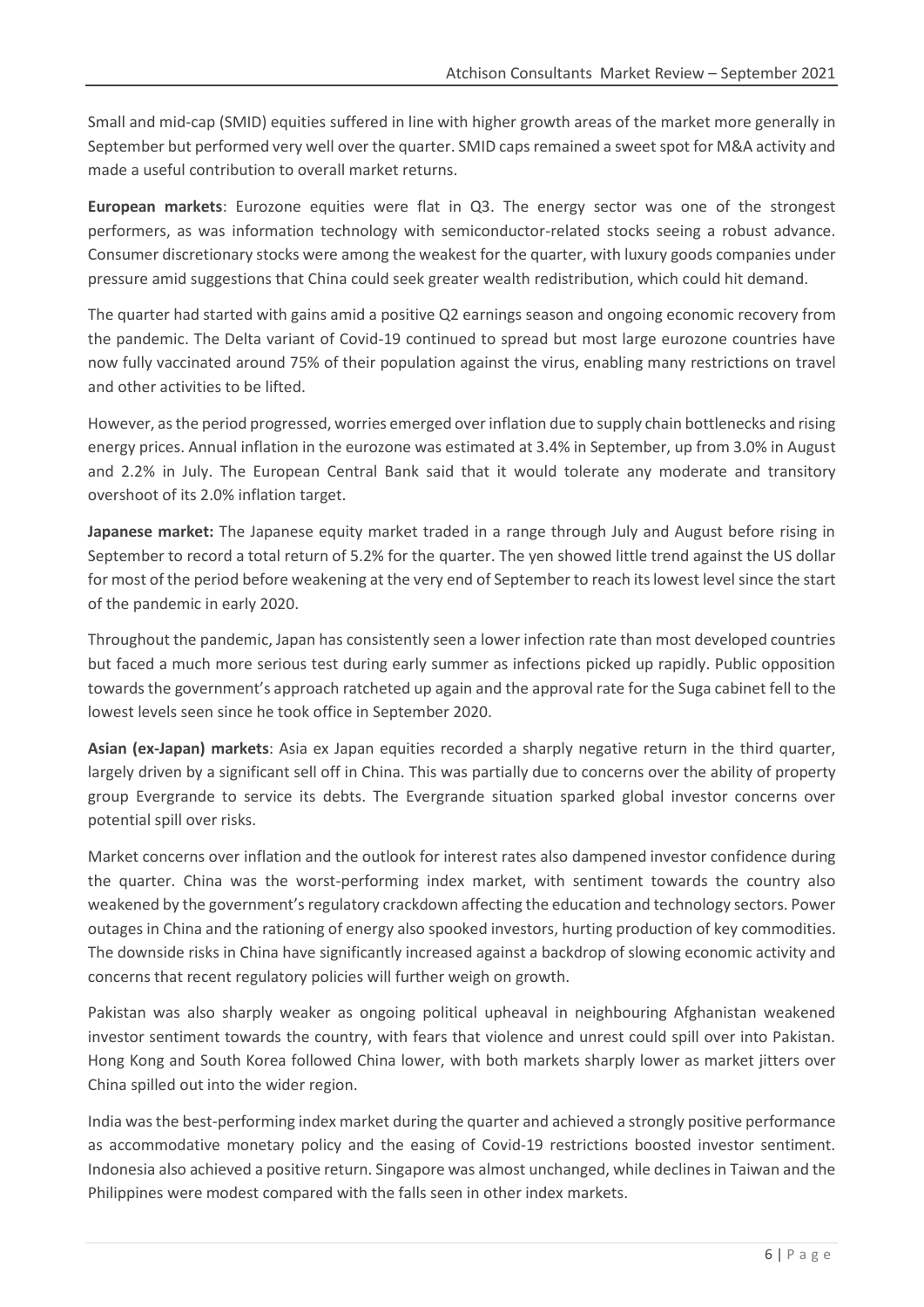Small and mid-cap (SMID) equities suffered in line with higher growth areas of the market more generally in September but performed very well over the quarter. SMID caps remained a sweet spot for M&A activity and made a useful contribution to overall market returns.

**European markets**: Eurozone equities were flat in Q3. The energy sector was one of the strongest performers, as was information technology with semiconductor-related stocks seeing a robust advance. Consumer discretionary stocks were among the weakest for the quarter, with luxury goods companies under pressure amid suggestions that China could seek greater wealth redistribution, which could hit demand.

The quarter had started with gains amid a positive Q2 earnings season and ongoing economic recovery from the pandemic. The Delta variant of Covid-19 continued to spread but most large eurozone countries have now fully vaccinated around 75% of their population against the virus, enabling many restrictions on travel and other activities to be lifted.

However, as the period progressed, worries emerged over inflation due to supply chain bottlenecks and rising energy prices. Annual inflation in the eurozone was estimated at 3.4% in September, up from 3.0% in August and 2.2% in July. The European Central Bank said that it would tolerate any moderate and transitory overshoot of its 2.0% inflation target.

**Japanese market:** The Japanese equity market traded in a range through July and August before rising in September to record a total return of 5.2% for the quarter. The yen showed little trend against the US dollar for most of the period before weakening at the very end of September to reach its lowest level since the start of the pandemic in early 2020.

Throughout the pandemic, Japan has consistently seen a lower infection rate than most developed countries but faced a much more serious test during early summer as infections picked up rapidly. Public opposition towards the government's approach ratcheted up again and the approval rate for the Suga cabinet fell to the lowest levels seen since he took office in September 2020.

**Asian (ex-Japan) markets**: Asia ex Japan equities recorded a sharply negative return in the third quarter, largely driven by a significant sell off in China. This was partially due to concerns over the ability of property group Evergrande to service its debts. The Evergrande situation sparked global investor concerns over potential spill over risks.

Market concerns over inflation and the outlook for interest rates also dampened investor confidence during the quarter. China was the worst-performing index market, with sentiment towards the country also weakened by the government's regulatory crackdown affecting the education and technology sectors. Power outages in China and the rationing of energy also spooked investors, hurting production of key commodities. The downside risks in China have significantly increased against a backdrop of slowing economic activity and concerns that recent regulatory policies will further weigh on growth.

Pakistan was also sharply weaker as ongoing political upheaval in neighbouring Afghanistan weakened investor sentiment towards the country, with fears that violence and unrest could spill over into Pakistan. Hong Kong and South Korea followed China lower, with both markets sharply lower as market jitters over China spilled out into the wider region.

India was the best-performing index market during the quarter and achieved a strongly positive performance as accommodative monetary policy and the easing of Covid-19 restrictions boosted investor sentiment. Indonesia also achieved a positive return. Singapore was almost unchanged, while declines in Taiwan and the Philippines were modest compared with the falls seen in other index markets.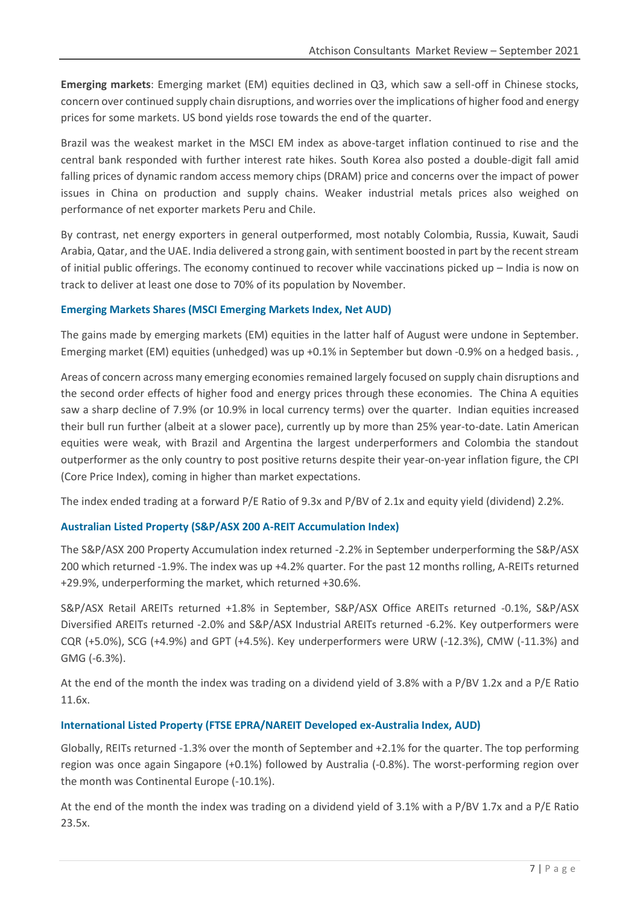**Emerging markets**: Emerging market (EM) equities declined in Q3, which saw a sell-off in Chinese stocks, concern over continued supply chain disruptions, and worries over the implications of higher food and energy prices for some markets. US bond yields rose towards the end of the quarter.

Brazil was the weakest market in the MSCI EM index as above-target inflation continued to rise and the central bank responded with further interest rate hikes. South Korea also posted a double-digit fall amid falling prices of dynamic random access memory chips (DRAM) price and concerns over the impact of power issues in China on production and supply chains. Weaker industrial metals prices also weighed on performance of net exporter markets Peru and Chile.

By contrast, net energy exporters in general outperformed, most notably Colombia, Russia, Kuwait, Saudi Arabia, Qatar, and the UAE. India delivered a strong gain, with sentiment boosted in part by the recent stream of initial public offerings. The economy continued to recover while vaccinations picked up – India is now on track to deliver at least one dose to 70% of its population by November.

### Emerging Markets Shares (MSCI Emerging Markets Index, Net AUD)

The gains made by emerging markets (EM) equities in the latter half of August were undone in September. Emerging market (EM) equities (unhedged) was up +0.1% in September but down -0.9% on a hedged basis. ,

Areas of concern across many emerging economies remained largely focused on supply chain disruptions and the second order effects of higher food and energy prices through these economies. The China A equities saw a sharp decline of 7.9% (or 10.9% in local currency terms) over the quarter. Indian equities increased their bull run further (albeit at a slower pace), currently up by more than 25% year-to-date. Latin American equities were weak, with Brazil and Argentina the largest underperformers and Colombia the standout outperformer as the only country to post positive returns despite their year-on-year inflation figure, the CPI (Core Price Index), coming in higher than market expectations.

The index ended trading at a forward P/E Ratio of 9.3x and P/BV of 2.1x and equity yield (dividend) 2.2%.

### Australian Listed Property (S&P/ASX 200 A-REIT Accumulation Index)

The S&P/ASX 200 Property Accumulation index returned -2.2% in September underperforming the S&P/ASX 200 which returned -1.9%. The index was up +4.2% quarter. For the past 12 months rolling, A-REITs returned +29.9%, underperforming the market, which returned +30.6%.

S&P/ASX Retail AREITs returned +1.8% in September, S&P/ASX Office AREITs returned -0.1%, S&P/ASX Diversified AREITs returned -2.0% and S&P/ASX Industrial AREITs returned -6.2%. Key outperformers were CQR (+5.0%), SCG (+4.9%) and GPT (+4.5%). Key underperformers were URW (-12.3%), CMW (-11.3%) and GMG (-6.3%).

At the end of the month the index was trading on a dividend yield of 3.8% with a P/BV 1.2x and a P/E Ratio 11.6x.

### International Listed Property (FTSE EPRA/NAREIT Developed ex-Australia Index, AUD)

Globally, REITs returned -1.3% over the month of September and +2.1% for the quarter. The top performing region was once again Singapore (+0.1%) followed by Australia (-0.8%). The worst-performing region over the month was Continental Europe (-10.1%).

At the end of the month the index was trading on a dividend yield of 3.1% with a P/BV 1.7x and a P/E Ratio 23.5x.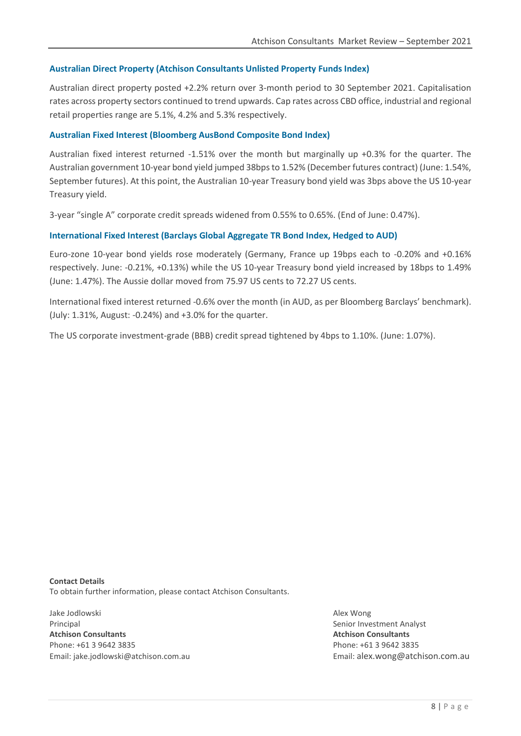### Australian Direct Property (Atchison Consultants Unlisted Property Funds Index)

Australian direct property posted +2.2% return over 3-month period to 30 September 2021. Capitalisation rates across property sectors continued to trend upwards. Cap rates across CBD office, industrial and regional retail properties range are 5.1%, 4.2% and 5.3% respectively.

### Australian Fixed Interest (Bloomberg AusBond Composite Bond Index)

Australian fixed interest returned -1.51% over the month but marginally up +0.3% for the quarter. The Australian government 10-year bond yield jumped 38bps to 1.52% (December futures contract) (June: 1.54%, September futures). At this point, the Australian 10-year Treasury bond yield was 3bps above the US 10-year Treasury yield.

3-year "single A" corporate credit spreads widened from 0.55% to 0.65%. (End of June: 0.47%).

### International Fixed Interest (Barclays Global Aggregate TR Bond Index, Hedged to AUD)

Euro-zone 10-year bond yields rose moderately (Germany, France up 19bps each to -0.20% and +0.16% respectively. June: -0.21%, +0.13%) while the US 10-year Treasury bond yield increased by 18bps to 1.49% (June: 1.47%). The Aussie dollar moved from 75.97 US cents to 72.27 US cents.

International fixed interest returned -0.6% over the month (in AUD, as per Bloomberg Barclays' benchmark). (July: 1.31%, August: -0.24%) and +3.0% for the quarter.

The US corporate investment-grade (BBB) credit spread tightened by 4bps to 1.10%. (June: 1.07%).

**Contact Details**
To obtain further information, please contact Atchison Consultants.

Jake Jodlowski
Principal
**Atchison Consultants**
Phone: +61 3 9642 3835
Email: jake.jodlowski@atchison.com.au

Alex Wong
Senior Investment Analyst
**Atchison Consultants**
Phone: +61 3 9642 3835
Email: alex.wong@atchison.com.au